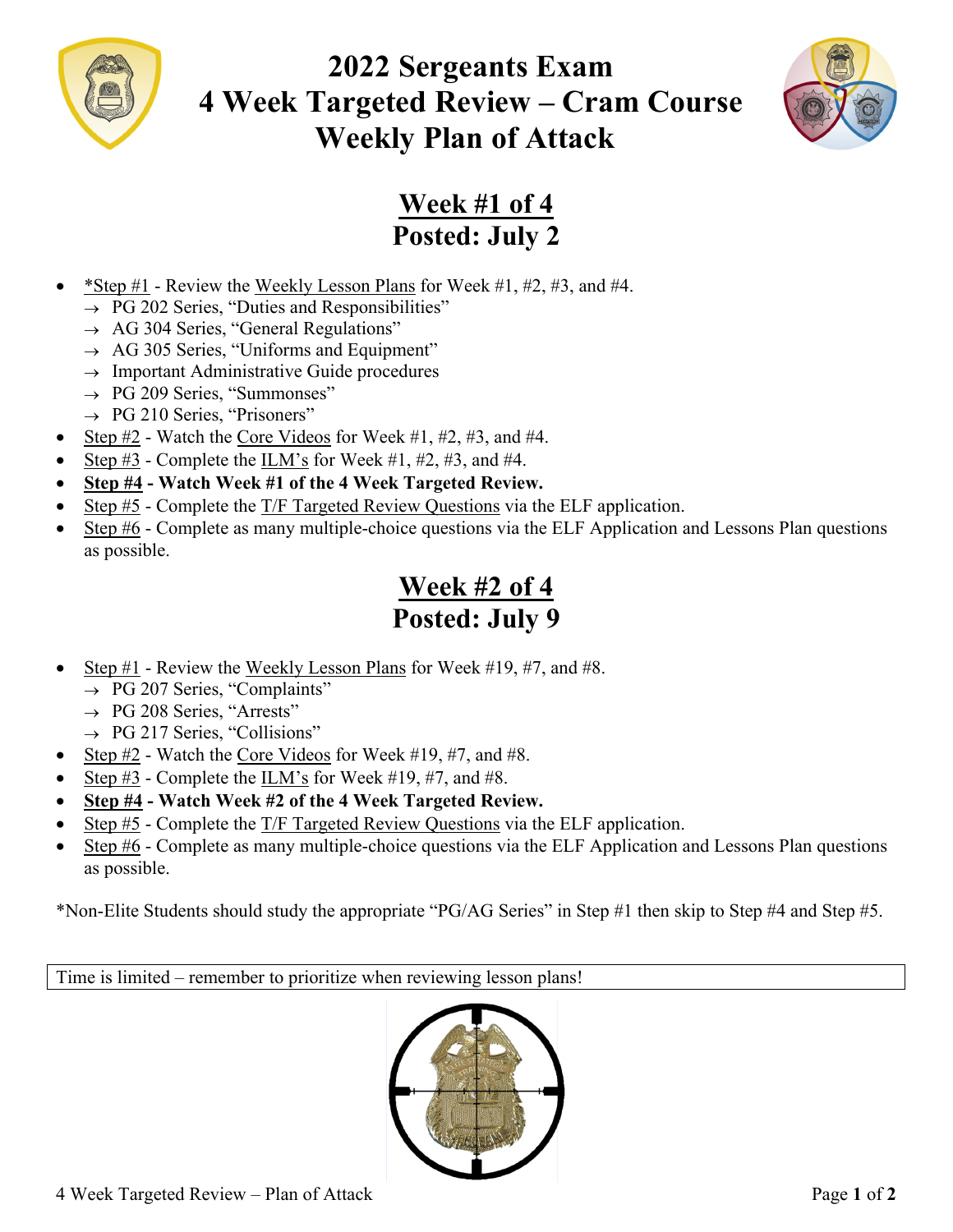# 2022 Sergeants Exam
# 4 Week Targeted Review – Cram Course
# Weekly Plan of Attack

## Week #1 of 4
## Posted: July 2

- *Step #1 - Review the Weekly Lesson Plans for Week #1, #2, #3, and #4.
  - → PG 202 Series, "Duties and Responsibilities"
  - → AG 304 Series, "General Regulations"
  - → AG 305 Series, "Uniforms and Equipment"
  - → Important Administrative Guide procedures
  - → PG 209 Series, "Summonses"
  - → PG 210 Series, "Prisoners"
- Step #2 - Watch the Core Videos for Week #1, #2, #3, and #4.
- Step #3 - Complete the ILM's for Week #1, #2, #3, and #4.
- **Step #4 - Watch Week #1 of the 4 Week Targeted Review.**
- Step #5 - Complete the T/F Targeted Review Questions via the ELF application.
- Step #6 - Complete as many multiple-choice questions via the ELF Application and Lessons Plan questions as possible.

## Week #2 of 4
## Posted: July 9

- Step #1 - Review the Weekly Lesson Plans for Week #19, #7, and #8.
  - → PG 207 Series, "Complaints"
  - → PG 208 Series, "Arrests"
  - → PG 217 Series, "Collisions"
- Step #2 - Watch the Core Videos for Week #19, #7, and #8.
- Step #3 - Complete the ILM's for Week #19, #7, and #8.
- **Step #4 - Watch Week #2 of the 4 Week Targeted Review.**
- Step #5 - Complete the T/F Targeted Review Questions via the ELF application.
- Step #6 - Complete as many multiple-choice questions via the ELF Application and Lessons Plan questions as possible.

*Non-Elite Students should study the appropriate "PG/AG Series" in Step #1 then skip to Step #4 and Step #5.

| Time is limited – remember to prioritize when reviewing lesson plans! |
|---|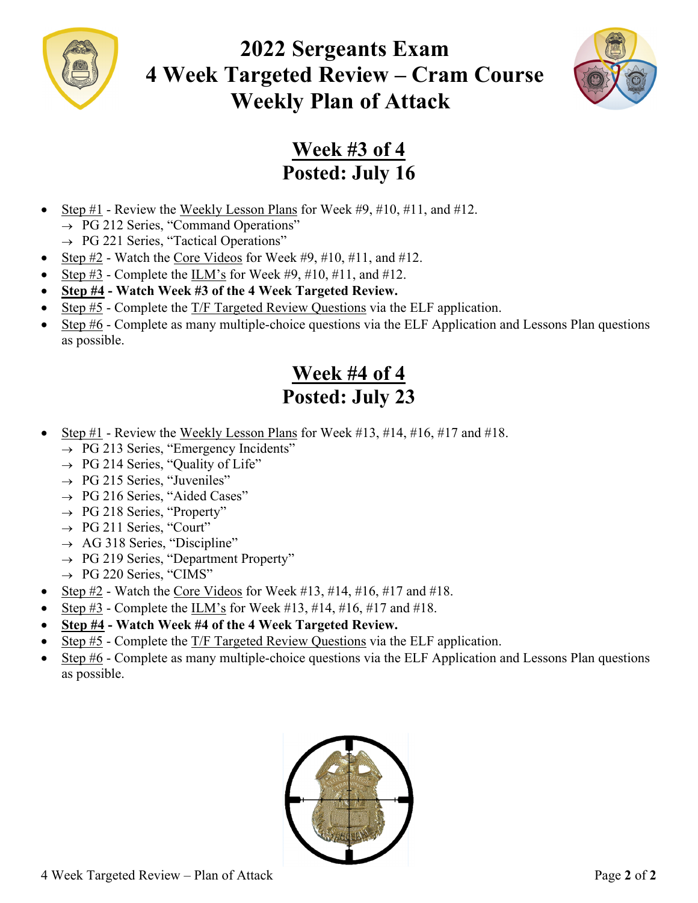# 2022 Sergeants Exam
# 4 Week Targeted Review – Cram Course
# Weekly Plan of Attack

## Week #3 of 4
## Posted: July 16

- Step #1 - Review the Weekly Lesson Plans for Week #9, #10, #11, and #12.
  - → PG 212 Series, "Command Operations"
  - → PG 221 Series, "Tactical Operations"
- Step #2 - Watch the Core Videos for Week #9, #10, #11, and #12.
- Step #3 - Complete the ILM's for Week #9, #10, #11, and #12.
- **Step #4 - Watch Week #3 of the 4 Week Targeted Review.**
- Step #5 - Complete the T/F Targeted Review Questions via the ELF application.
- Step #6 - Complete as many multiple-choice questions via the ELF Application and Lessons Plan questions as possible.

## Week #4 of 4
## Posted: July 23

- Step #1 - Review the Weekly Lesson Plans for Week #13, #14, #16, #17 and #18.
  - → PG 213 Series, "Emergency Incidents"
  - → PG 214 Series, "Quality of Life"
  - → PG 215 Series, "Juveniles"
  - → PG 216 Series, "Aided Cases"
  - → PG 218 Series, "Property"
  - → PG 211 Series, "Court"
  - → AG 318 Series, "Discipline"
  - → PG 219 Series, "Department Property"
  - → PG 220 Series, "CIMS"
- Step #2 - Watch the Core Videos for Week #13, #14, #16, #17 and #18.
- Step #3 - Complete the ILM's for Week #13, #14, #16, #17 and #18.
- **Step #4 - Watch Week #4 of the 4 Week Targeted Review.**
- Step #5 - Complete the T/F Targeted Review Questions via the ELF application.
- Step #6 - Complete as many multiple-choice questions via the ELF Application and Lessons Plan questions as possible.